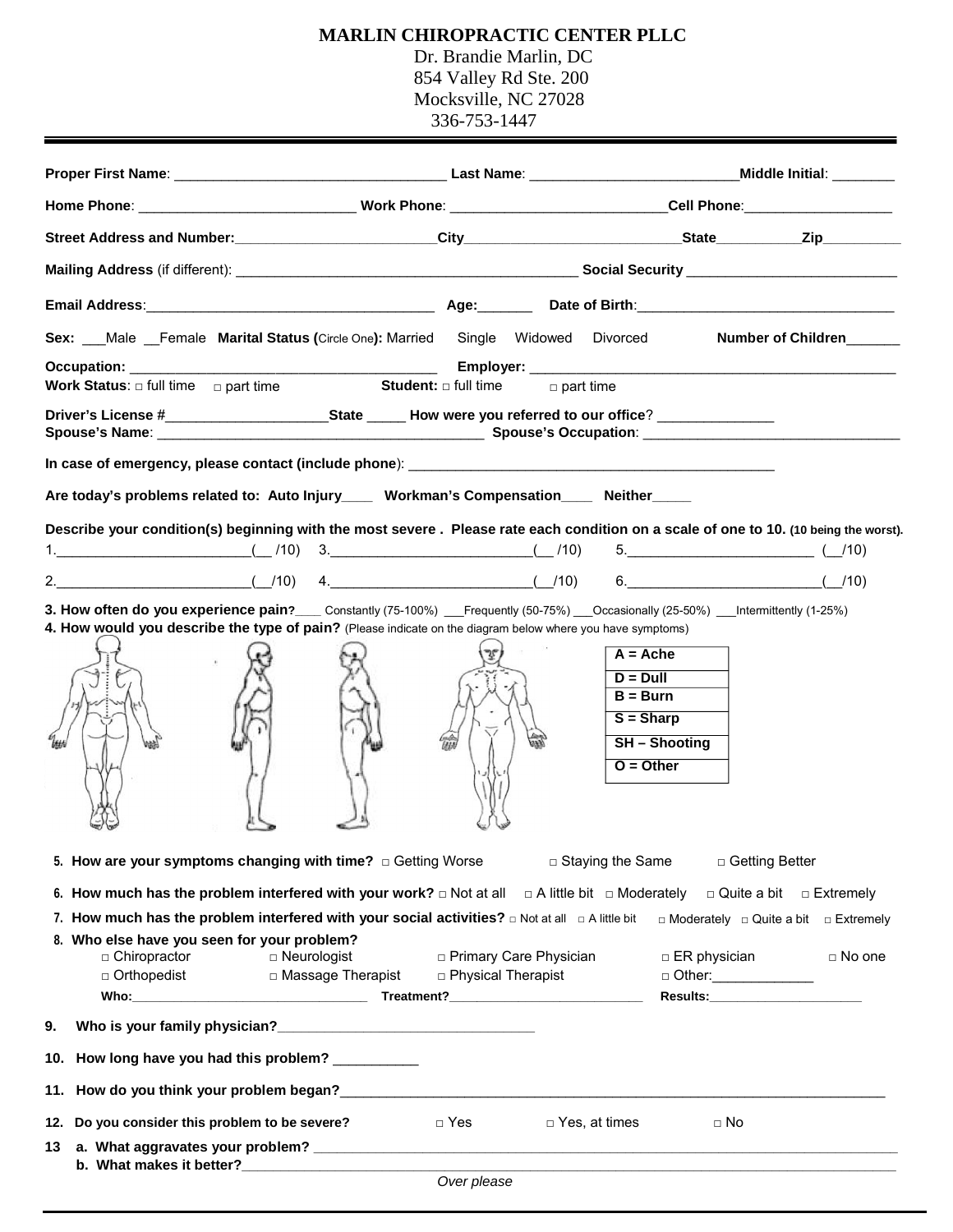**MARLIN CHIROPRACTIC CENTER PLLC**

Dr. Brandie Marlin, DC
854 Valley Rd Ste. 200
Mocksville, NC 27028
336-753-1447

---

**Proper First Name**: ________________________________ **Last Name**: __________________________ **Middle Initial**: ________

**Home Phone**: ___________________________ **Work Phone**: ___________________________ **Cell Phone**: ___________________

**Street Address and Number**: _________________________ **City** ___________________________ **State** __________ **Zip** __________

**Mailing Address** (if different): ___________________________________________ **Social Security** ___________________________

**Email Address**: ____________________________________ **Age**: _______ **Date of Birth**: ________________________________

**Sex**: ___Male __Female **Marital Status (**Circle One**)**: Married Single Widowed Divorced **Number of Children** _______

**Occupation**: ________________________________________ **Employer**: ______________________________________________

**Work Status**: □ full time □ part time **Student**: □ full time □ part time

**Driver's License #** ____________________ **State** _____ **How were you referred to our office**? ______________

**Spouse's Name**: __________________________________________ **Spouse's Occupation**: ________________________________

**In case of emergency, please contact (include phone**): _______________________________________________

**Are today's problems related to: Auto Injury**____ **Workman's Compensation**____ **Neither**_____

**Describe your condition(s) beginning with the most severe . Please rate each condition on a scale of one to 10.** **(10 being the worst).**

1.________________________(__ /10) 3.__________________________(__ /10) 5.________________________ (__/10)

2.________________________(__/10) 4.__________________________(__/10) 6.________________________(__/10)

**3. How often do you experience pain?**____ Constantly (75-100%) ___Frequently (50-75%) ___Occasionally (25-50%) ___Intermittently (1-25%)

**4. How would you describe the type of pain?** (Please indicate on the diagram below where you have symptoms)

A = Ache
D = Dull
B = Burn
S = Sharp
SH – Shooting
O = Other

**5. How are your symptoms changing with time?** □ Getting Worse □ Staying the Same □ Getting Better

**6. How much has the problem interfered with your work?** □ Not at all □ A little bit □ Moderately □ Quite a bit □ Extremely

**7. How much has the problem interfered with your social activities?** □ Not at all □ A little bit □ Moderately □ Quite a bit □ Extremely

**8. Who else have you seen for your problem?**

□ Chiropractor □ Neurologist □ Primary Care Physician □ ER physician □ No one
□ Orthopedist □ Massage Therapist □ Physical Therapist □ Other:_____________

**Who**:_________________________________ **Treatment?**___________________________ **Results**:_____________________

**9. Who is your family physician?**_________________________________

**10. How long have you had this problem?** ___________

**11. How do you think your problem began?**__________________________________________________________________________

**12. Do you consider this problem to be severe?** □ Yes □ Yes, at times □ No

**13 a. What aggravates your problem?** ______________________________________________________________________________

**b. What makes it better?**_______________________________________________________________________________________

*Over please*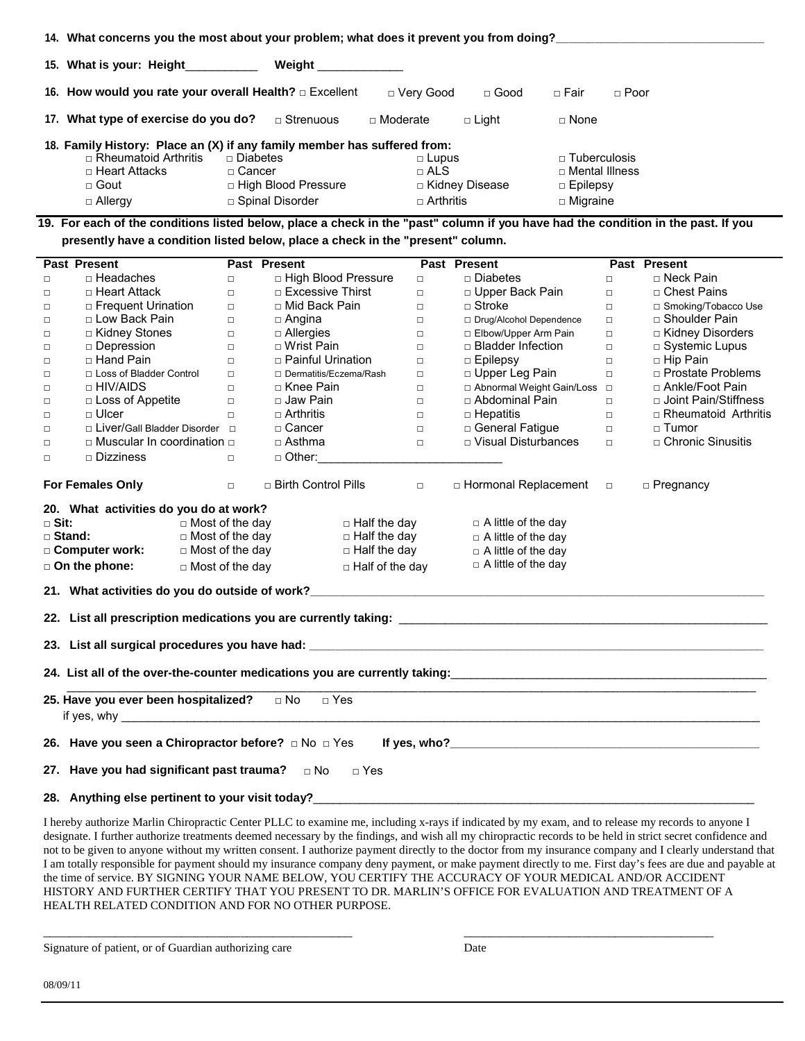**14. What concerns you the most about your problem; what does it prevent you from doing?**\_\_\_\_\_\_\_\_\_\_\_\_\_\_\_\_\_\_\_\_\_\_\_\_\_\_\_\_\_\_\_\_

**15. What is your: Height**\_\_\_\_\_\_\_\_\_\_\_ **Weight** \_\_\_\_\_\_\_\_\_\_\_\_\_

**16. How would you rate your overall Health?** □ Excellent □ Very Good □ Good □ Fair □ Poor

**17. What type of exercise do you do?** □ Strenuous □ Moderate □ Light □ None

**18. Family History: Place an (X) if any family member has suffered from:**

| | | | |
|---|---|---|---|
| □ Rheumatoid Arthritis | □ Diabetes | □ Lupus | □ Tuberculosis |
| □ Heart Attacks | □ Cancer | □ ALS | □ Mental Illness |
| □ Gout | □ High Blood Pressure | □ Kidney Disease | □ Epilepsy |
| □ Allergy | □ Spinal Disorder | □ Arthritis | □ Migraine |

**19. For each of the conditions listed below, place a check in the "past" column if you have had the condition in the past. If you presently have a condition listed below, place a check in the "present" column.**

| Past | Present | Past | Present | Past | Present | Past | Present |
|---|---|---|---|---|---|---|---|
| □ | □ Headaches | □ | □ High Blood Pressure | □ | □ Diabetes | □ | □ Neck Pain |
| □ | □ Heart Attack | □ | □ Excessive Thirst | □ | □ Upper Back Pain | □ | □ Chest Pains |
| □ | □ Frequent Urination | □ | □ Mid Back Pain | □ | □ Stroke | □ | □ Smoking/Tobacco Use |
| □ | □ Low Back Pain | □ | □ Angina | □ | □ Drug/Alcohol Dependence | □ | □ Shoulder Pain |
| □ | □ Kidney Stones | □ | □ Allergies | □ | □ Elbow/Upper Arm Pain | □ | □ Kidney Disorders |
| □ | □ Depression | □ | □ Wrist Pain | □ | □ Bladder Infection | □ | □ Systemic Lupus |
| □ | □ Hand Pain | □ | □ Painful Urination | □ | □ Epilepsy | □ | □ Hip Pain |
| □ | □ Loss of Bladder Control | □ | □ Dermatitis/Eczema/Rash | □ | □ Upper Leg Pain | □ | □ Prostate Problems |
| □ | □ HIV/AIDS | □ | □ Knee Pain | □ | □ Abnormal Weight Gain/Loss | □ | □ Ankle/Foot Pain |
| □ | □ Loss of Appetite | □ | □ Jaw Pain | □ | □ Abdominal Pain | □ | □ Joint Pain/Stiffness |
| □ | □ Ulcer | □ | □ Arthritis | □ | □ Hepatitis | □ | □ Rheumatoid Arthritis |
| □ | □ Liver/Gall Bladder Disorder | □ | □ Cancer | □ | □ General Fatigue | □ | □ Tumor |
| □ | □ Muscular In coordination | □ | □ Asthma | □ | □ Visual Disturbances | □ | □ Chronic Sinusitis |
| □ | □ Dizziness | □ | □ Other:\_\_\_\_\_\_\_\_\_\_\_\_\_\_\_\_\_\_\_\_\_\_\_\_\_\_\_\_ | | | | |

**For Females Only** □ □ Birth Control Pills □ □ Hormonal Replacement □ □ Pregnancy

**20. What activities do you do at work?**

| | | | |
|---|---|---|---|
| □ **Sit:** | □ Most of the day | □ Half the day | □ A little of the day |
| □ **Stand:** | □ Most of the day | □ Half the day | □ A little of the day |
| □ **Computer work:** | □ Most of the day | □ Half the day | □ A little of the day |
| □ **On the phone:** | □ Most of the day | □ Half of the day | □ A little of the day |

**21. What activities do you do outside of work?**\_\_\_\_\_\_\_\_\_\_\_\_\_\_\_\_\_\_\_\_\_\_\_\_\_\_\_\_\_\_\_\_\_\_\_\_\_\_\_\_\_\_\_\_\_\_\_\_

**22. List all prescription medications you are currently taking:** \_\_\_\_\_\_\_\_\_\_\_\_\_\_\_\_\_\_\_\_\_\_\_\_\_\_\_\_\_\_\_\_\_\_\_\_\_\_\_\_

**23. List all surgical procedures you have had:** \_\_\_\_\_\_\_\_\_\_\_\_\_\_\_\_\_\_\_\_\_\_\_\_\_\_\_\_\_\_\_\_\_\_\_\_\_\_\_\_\_\_\_\_\_\_\_\_\_\_

**24. List all of the over-the-counter medications you are currently taking:**\_\_\_\_\_\_\_\_\_\_\_\_\_\_\_\_\_\_\_\_\_\_\_\_\_\_\_\_\_\_\_\_\_\_\_\_

\_\_\_\_\_\_\_\_\_\_\_\_\_\_\_\_\_\_\_\_\_\_\_\_\_\_\_\_\_\_\_\_\_\_\_\_\_\_\_\_\_\_\_\_\_\_\_\_\_\_\_\_\_\_\_\_\_\_\_\_\_\_\_\_\_\_\_\_\_\_\_\_\_\_\_\_\_\_\_\_\_\_\_\_\_\_\_\_\_\_\_\_

**25. Have you ever been hospitalized?** □ No □ Yes

if yes, why \_\_\_\_\_\_\_\_\_\_\_\_\_\_\_\_\_\_\_\_\_\_\_\_\_\_\_\_\_\_\_\_\_\_\_\_\_\_\_\_\_\_\_\_\_\_\_\_\_\_\_\_\_\_\_\_\_\_\_\_\_\_\_\_\_\_\_\_\_\_\_\_\_\_\_\_\_\_\_\_\_\_\_\_

**26. Have you seen a Chiropractor before?** □ No □ Yes **If yes, who?**\_\_\_\_\_\_\_\_\_\_\_\_\_\_\_\_\_\_\_\_\_\_\_\_\_\_\_\_\_\_\_\_\_\_\_\_\_\_\_\_\_\_\_\_

**27. Have you had significant past trauma?** □ No □ Yes

**28. Anything else pertinent to your visit today?**\_\_\_\_\_\_\_\_\_\_\_\_\_\_\_\_\_\_\_\_\_\_\_\_\_\_\_\_\_\_\_\_\_\_\_\_\_\_\_\_\_\_\_\_\_\_\_\_\_\_\_\_\_\_\_\_\_\_\_\_\_\_

I hereby authorize Marlin Chiropractic Center PLLC to examine me, including x-rays if indicated by my exam, and to release my records to anyone I designate. I further authorize treatments deemed necessary by the findings, and wish all my chiropractic records to be held in strict secret confidence and not to be given to anyone without my written consent. I authorize payment directly to the doctor from my insurance company and I clearly understand that I am totally responsible for payment should my insurance company deny payment, or make payment directly to me. First day's fees are due and payable at the time of service. BY SIGNING YOUR NAME BELOW, YOU CERTIFY THE ACCURACY OF YOUR MEDICAL AND/OR ACCIDENT HISTORY AND FURTHER CERTIFY THAT YOU PRESENT TO DR. MARLIN'S OFFICE FOR EVALUATION AND TREATMENT OF A HEALTH RELATED CONDITION AND FOR NO OTHER PURPOSE.

\_\_\_\_\_\_\_\_\_\_\_\_\_\_\_\_\_\_\_\_\_\_\_\_\_\_\_\_\_\_\_\_\_\_\_\_\_\_\_\_\_\_\_\_\_\_\_\_\_\_ \_\_\_\_\_\_\_\_\_\_\_\_\_\_\_\_\_\_\_\_\_\_\_\_\_\_\_\_\_\_\_\_\_\_\_\_\_\_\_\_\_

Signature of patient, or of Guardian authorizing care Date

08/09/11